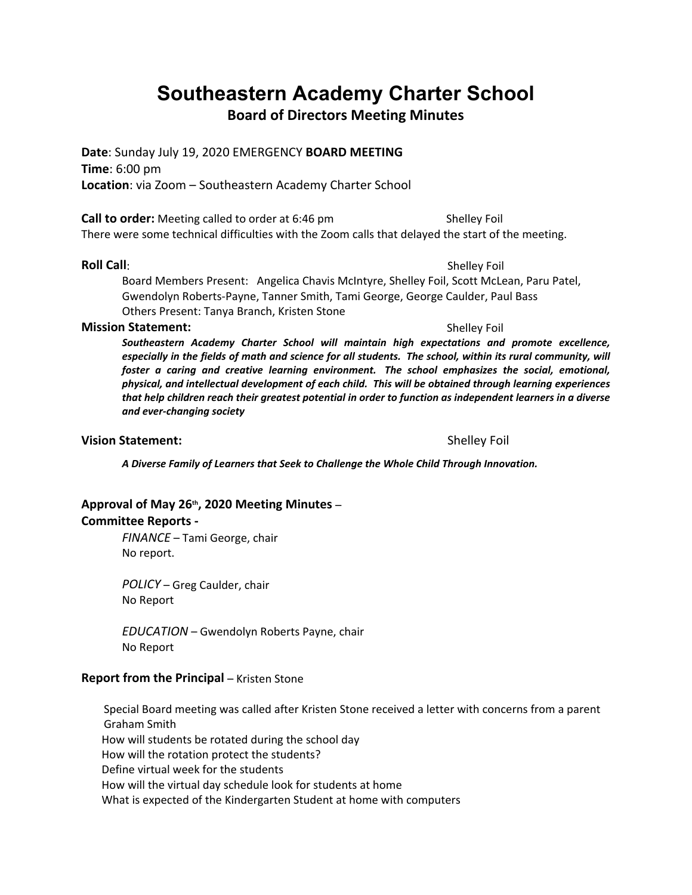# Southeastern Academy Charter School

## Board of Directors Meeting Minutes

**Date**: Sunday July 19, 2020 EMERGENCY **BOARD MEETING**
**Time**: 6:00 pm
**Location**: via Zoom – Southeastern Academy Charter School

**Call to order:** Meeting called to order at 6:46 pm — Shelley Foil
There were some technical difficulties with the Zoom calls that delayed the start of the meeting.

**Roll Call**: — Shelley Foil

Board Members Present: Angelica Chavis McIntyre, Shelley Foil, Scott McLean, Paru Patel, Gwendolyn Roberts-Payne, Tanner Smith, Tami George, George Caulder, Paul Bass
Others Present: Tanya Branch, Kristen Stone

**Mission Statement:** — Shelley Foil

***Southeastern Academy Charter School will maintain high expectations and promote excellence, especially in the fields of math and science for all students. The school, within its rural community, will foster a caring and creative learning environment. The school emphasizes the social, emotional, physical, and intellectual development of each child. This will be obtained through learning experiences that help children reach their greatest potential in order to function as independent learners in a diverse and ever-changing society***

**Vision Statement:** — Shelley Foil

***A Diverse Family of Learners that Seek to Challenge the Whole Child Through Innovation.***

**Approval of May 26th, 2020 Meeting Minutes** –

**Committee Reports -**

*FINANCE* – Tami George, chair
No report.

*POLICY* – Greg Caulder, chair
No Report

*EDUCATION* – Gwendolyn Roberts Payne, chair
No Report

**Report from the Principal** – Kristen Stone

Special Board meeting was called after Kristen Stone received a letter with concerns from a parent Graham Smith

How will students be rotated during the school day
How will the rotation protect the students?
Define virtual week for the students
How will the virtual day schedule look for students at home
What is expected of the Kindergarten Student at home with computers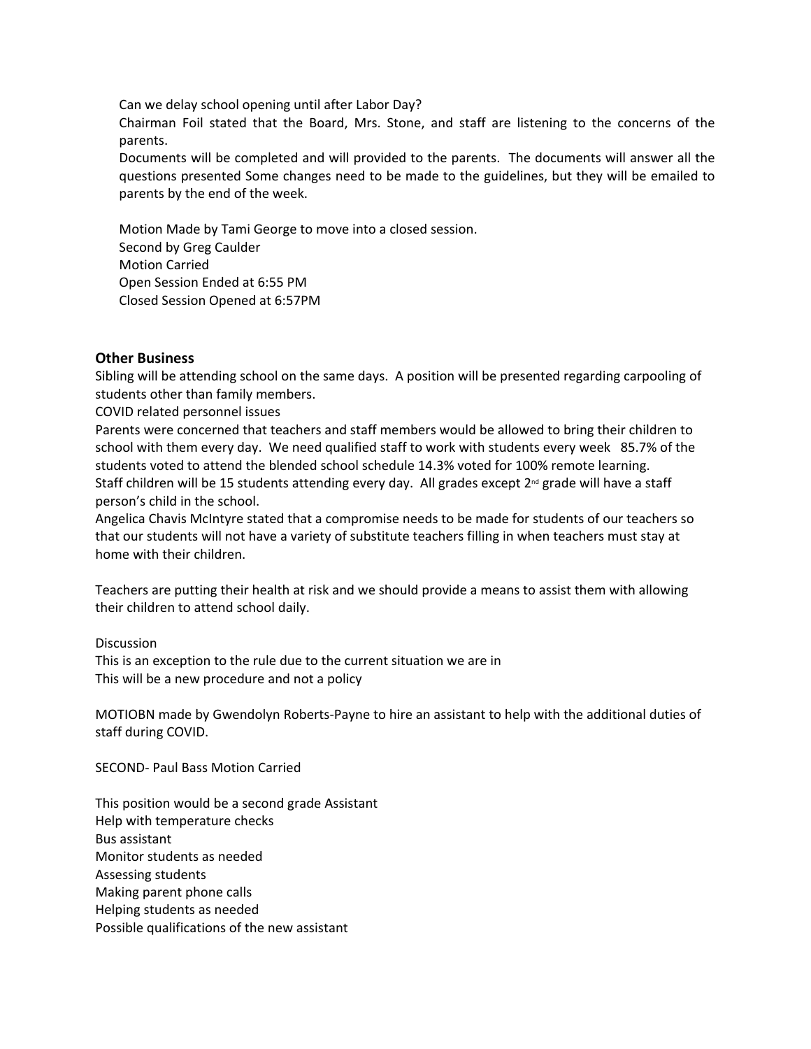Can we delay school opening until after Labor Day?
Chairman Foil stated that the Board, Mrs. Stone, and staff are listening to the concerns of the parents.
Documents will be completed and will provided to the parents. The documents will answer all the questions presented Some changes need to be made to the guidelines, but they will be emailed to parents by the end of the week.

Motion Made by Tami George to move into a closed session.
Second by Greg Caulder
Motion Carried
Open Session Ended at 6:55 PM
Closed Session Opened at 6:57PM

### Other Business

Sibling will be attending school on the same days. A position will be presented regarding carpooling of students other than family members.
COVID related personnel issues
Parents were concerned that teachers and staff members would be allowed to bring their children to school with them every day. We need qualified staff to work with students every week 85.7% of the students voted to attend the blended school schedule 14.3% voted for 100% remote learning.
Staff children will be 15 students attending every day. All grades except 2nd grade will have a staff person's child in the school.
Angelica Chavis McIntyre stated that a compromise needs to be made for students of our teachers so that our students will not have a variety of substitute teachers filling in when teachers must stay at home with their children.

Teachers are putting their health at risk and we should provide a means to assist them with allowing their children to attend school daily.

Discussion
This is an exception to the rule due to the current situation we are in
This will be a new procedure and not a policy

MOTIOBN made by Gwendolyn Roberts-Payne to hire an assistant to help with the additional duties of staff during COVID.

SECOND- Paul Bass Motion Carried

This position would be a second grade Assistant
Help with temperature checks
Bus assistant
Monitor students as needed
Assessing students
Making parent phone calls
Helping students as needed
Possible qualifications of the new assistant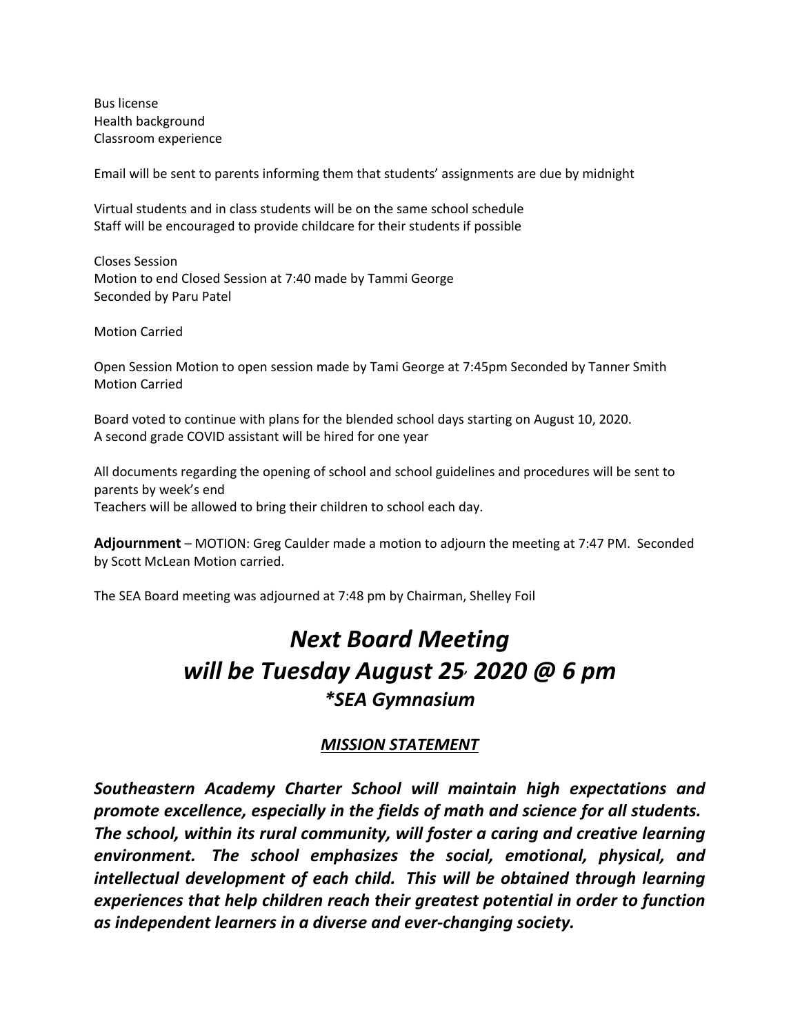Bus license
Health background
Classroom experience

Email will be sent to parents informing them that students' assignments are due by midnight

Virtual students and in class students will be on the same school schedule
Staff will be encouraged to provide childcare for their students if possible

Closes Session
Motion to end Closed Session at 7:40 made by Tammi George
Seconded by Paru Patel

Motion Carried

Open Session Motion to open session made by Tami George at 7:45pm Seconded by Tanner Smith
Motion Carried

Board voted to continue with plans for the blended school days starting on August 10, 2020.
A second grade COVID assistant will be hired for one year

All documents regarding the opening of school and school guidelines and procedures will be sent to parents by week's end
Teachers will be allowed to bring their children to school each day.

**Adjournment** – MOTION: Greg Caulder made a motion to adjourn the meeting at 7:47 PM. Seconded by Scott McLean Motion carried.

The SEA Board meeting was adjourned at 7:48 pm by Chairman, Shelley Foil

# *Next Board Meeting will be Tuesday August 25, 2020 @ 6 pm*

### *\*SEA Gymnasium*

### ***MISSION STATEMENT***

***Southeastern Academy Charter School will maintain high expectations and promote excellence, especially in the fields of math and science for all students. The school, within its rural community, will foster a caring and creative learning environment. The school emphasizes the social, emotional, physical, and intellectual development of each child. This will be obtained through learning experiences that help children reach their greatest potential in order to function as independent learners in a diverse and ever-changing society.***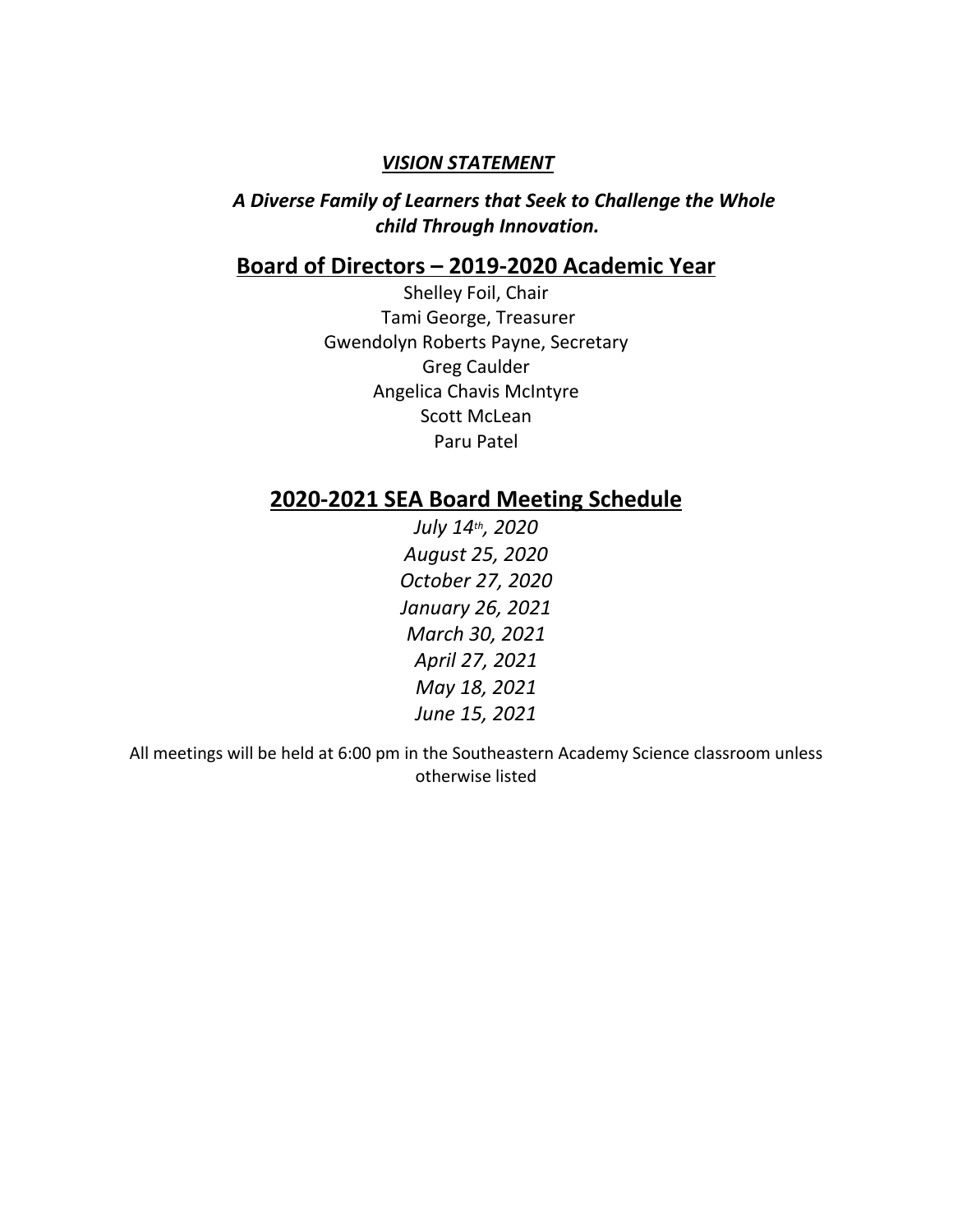***VISION STATEMENT***

***A Diverse Family of Learners that Seek to Challenge the Whole child Through Innovation.***

## Board of Directors – 2019-2020 Academic Year

Shelley Foil, Chair
Tami George, Treasurer
Gwendolyn Roberts Payne, Secretary
Greg Caulder
Angelica Chavis McIntyre
Scott McLean
Paru Patel

## 2020-2021 SEA Board Meeting Schedule

*July 14th, 2020*
*August 25, 2020*
*October 27, 2020*
*January 26, 2021*
*March 30, 2021*
*April 27, 2021*
*May 18, 2021*
*June 15, 2021*

All meetings will be held at 6:00 pm in the Southeastern Academy Science classroom unless otherwise listed